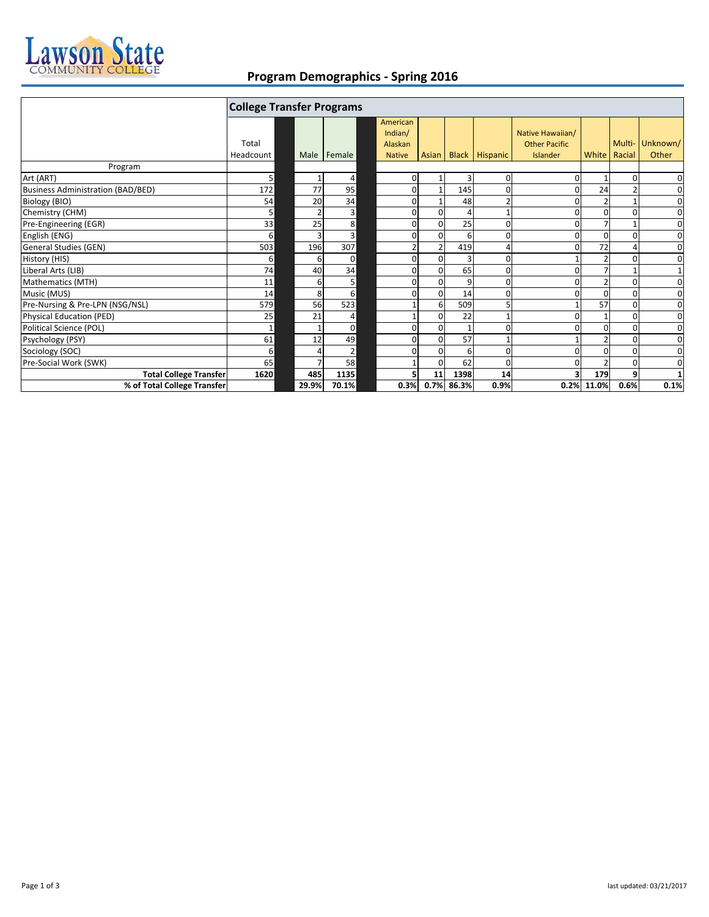# Lawson State Community College

## Program Demographics - Spring 2016

| | College Transfer Programs | | | | | | | | | | |
|---|---|---|---|---|---|---|---|---|---|---|---|
| Program | Total Headcount | Male | Female | American Indian/ Alaskan Native | Asian | Black | Hispanic | Native Hawaiian/ Other Pacific Islander | White | Multi-Racial | Unknown/ Other |
| Art (ART) | 5 | 1 | 4 | 0 | 1 | 3 | 0 | 0 | 1 | 0 | 0 |
| Business Administration (BAD/BED) | 172 | 77 | 95 | 0 | 1 | 145 | 0 | 0 | 24 | 2 | 0 |
| Biology (BIO) | 54 | 20 | 34 | 0 | 1 | 48 | 2 | 0 | 2 | 1 | 0 |
| Chemistry (CHM) | 5 | 2 | 3 | 0 | 0 | 4 | 1 | 0 | 0 | 0 | 0 |
| Pre-Engineering (EGR) | 33 | 25 | 8 | 0 | 0 | 25 | 0 | 0 | 7 | 1 | 0 |
| English (ENG) | 6 | 3 | 3 | 0 | 0 | 6 | 0 | 0 | 0 | 0 | 0 |
| General Studies (GEN) | 503 | 196 | 307 | 2 | 2 | 419 | 4 | 0 | 72 | 4 | 0 |
| History (HIS) | 6 | 6 | 0 | 0 | 0 | 3 | 0 | 1 | 2 | 0 | 0 |
| Liberal Arts (LIB) | 74 | 40 | 34 | 0 | 0 | 65 | 0 | 0 | 7 | 1 | 1 |
| Mathematics (MTH) | 11 | 6 | 5 | 0 | 0 | 9 | 0 | 0 | 2 | 0 | 0 |
| Music (MUS) | 14 | 8 | 6 | 0 | 0 | 14 | 0 | 0 | 0 | 0 | 0 |
| Pre-Nursing & Pre-LPN (NSG/NSL) | 579 | 56 | 523 | 1 | 6 | 509 | 5 | 1 | 57 | 0 | 0 |
| Physical Education (PED) | 25 | 21 | 4 | 1 | 0 | 22 | 1 | 0 | 1 | 0 | 0 |
| Political Science (POL) | 1 | 1 | 0 | 0 | 0 | 1 | 0 | 0 | 0 | 0 | 0 |
| Psychology (PSY) | 61 | 12 | 49 | 0 | 0 | 57 | 1 | 1 | 2 | 0 | 0 |
| Sociology (SOC) | 6 | 4 | 2 | 0 | 0 | 6 | 0 | 0 | 0 | 0 | 0 |
| Pre-Social Work (SWK) | 65 | 7 | 58 | 1 | 0 | 62 | 0 | 0 | 2 | 0 | 0 |
| **Total College Transfer** | **1620** | **485** | **1135** | **5** | **11** | **1398** | **14** | **3** | **179** | **9** | **1** |
| **% of Total College Transfer** | | **29.9%** | **70.1%** | **0.3%** | **0.7%** | **86.3%** | **0.9%** | **0.2%** | **11.0%** | **0.6%** | **0.1%** |

last updated: 03/21/2017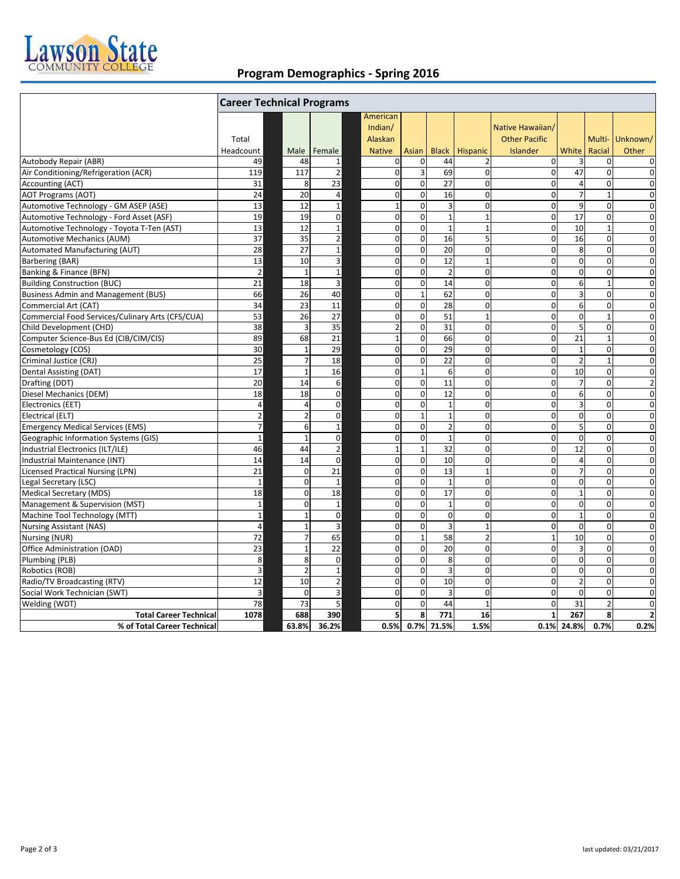# Lawson State Community College

## Program Demographics - Spring 2016

| | Career Technical Programs | | | | | | | | | | |
|---|---|---|---|---|---|---|---|---|---|---|---|
| | Total Headcount | Male | Female | American Indian/ Alaskan Native | Asian | Black | Hispanic | Native Hawaiian/ Other Pacific Islander | White | Multi-Racial | Unknown/ Other |
| Autobody Repair (ABR) | 49 | 48 | 1 | 0 | 0 | 44 | 2 | 0 | 3 | 0 | 0 |
| Air Conditioning/Refrigeration (ACR) | 119 | 117 | 2 | 0 | 3 | 69 | 0 | 0 | 47 | 0 | 0 |
| Accounting (ACT) | 31 | 8 | 23 | 0 | 0 | 27 | 0 | 0 | 4 | 0 | 0 |
| AOT Programs (AOT) | 24 | 20 | 4 | 0 | 0 | 16 | 0 | 0 | 7 | 1 | 0 |
| Automotive Technology - GM ASEP (ASE) | 13 | 12 | 1 | 1 | 0 | 3 | 0 | 0 | 9 | 0 | 0 |
| Automotive Technology - Ford Asset (ASF) | 19 | 19 | 0 | 0 | 0 | 1 | 1 | 0 | 17 | 0 | 0 |
| Automotive Technology - Toyota T-Ten (AST) | 13 | 12 | 1 | 0 | 0 | 1 | 1 | 0 | 10 | 1 | 0 |
| Automotive Mechanics (AUM) | 37 | 35 | 2 | 0 | 0 | 16 | 5 | 0 | 16 | 0 | 0 |
| Automated Manufacturing (AUT) | 28 | 27 | 1 | 0 | 0 | 20 | 0 | 0 | 8 | 0 | 0 |
| Barbering (BAR) | 13 | 10 | 3 | 0 | 0 | 12 | 1 | 0 | 0 | 0 | 0 |
| Banking & Finance (BFN) | 2 | 1 | 1 | 0 | 0 | 2 | 0 | 0 | 0 | 0 | 0 |
| Building Construction (BUC) | 21 | 18 | 3 | 0 | 0 | 14 | 0 | 0 | 6 | 1 | 0 |
| Business Admin and Management (BUS) | 66 | 26 | 40 | 0 | 1 | 62 | 0 | 0 | 3 | 0 | 0 |
| Commercial Art (CAT) | 34 | 23 | 11 | 0 | 0 | 28 | 0 | 0 | 6 | 0 | 0 |
| Commercial Food Services/Culinary Arts (CFS/CUA) | 53 | 26 | 27 | 0 | 0 | 51 | 1 | 0 | 0 | 1 | 0 |
| Child Development (CHD) | 38 | 3 | 35 | 2 | 0 | 31 | 0 | 0 | 5 | 0 | 0 |
| Computer Science-Bus Ed (CIB/CIM/CIS) | 89 | 68 | 21 | 1 | 0 | 66 | 0 | 0 | 21 | 1 | 0 |
| Cosmetology (COS) | 30 | 1 | 29 | 0 | 0 | 29 | 0 | 0 | 1 | 0 | 0 |
| Criminal Justice (CRJ) | 25 | 7 | 18 | 0 | 0 | 22 | 0 | 0 | 2 | 1 | 0 |
| Dental Assisting (DAT) | 17 | 1 | 16 | 0 | 1 | 6 | 0 | 0 | 10 | 0 | 0 |
| Drafting (DDT) | 20 | 14 | 6 | 0 | 0 | 11 | 0 | 0 | 7 | 0 | 2 |
| Diesel Mechanics (DEM) | 18 | 18 | 0 | 0 | 0 | 12 | 0 | 0 | 6 | 0 | 0 |
| Electronics (EET) | 4 | 4 | 0 | 0 | 0 | 1 | 0 | 0 | 3 | 0 | 0 |
| Electrical (ELT) | 2 | 2 | 0 | 0 | 1 | 1 | 0 | 0 | 0 | 0 | 0 |
| Emergency Medical Services (EMS) | 7 | 6 | 1 | 0 | 0 | 2 | 0 | 0 | 5 | 0 | 0 |
| Geographic Information Systems (GIS) | 1 | 1 | 0 | 0 | 0 | 1 | 0 | 0 | 0 | 0 | 0 |
| Industrial Electronics (ILT/ILE) | 46 | 44 | 2 | 1 | 1 | 32 | 0 | 0 | 12 | 0 | 0 |
| Industrial Maintenance (INT) | 14 | 14 | 0 | 0 | 0 | 10 | 0 | 0 | 4 | 0 | 0 |
| Licensed Practical Nursing (LPN) | 21 | 0 | 21 | 0 | 0 | 13 | 1 | 0 | 7 | 0 | 0 |
| Legal Secretary (LSC) | 1 | 0 | 1 | 0 | 0 | 1 | 0 | 0 | 0 | 0 | 0 |
| Medical Secretary (MDS) | 18 | 0 | 18 | 0 | 0 | 17 | 0 | 0 | 1 | 0 | 0 |
| Management & Supervision (MST) | 1 | 0 | 1 | 0 | 0 | 1 | 0 | 0 | 0 | 0 | 0 |
| Machine Tool Technology (MTT) | 1 | 1 | 0 | 0 | 0 | 0 | 0 | 0 | 1 | 0 | 0 |
| Nursing Assistant (NAS) | 4 | 1 | 3 | 0 | 0 | 3 | 1 | 0 | 0 | 0 | 0 |
| Nursing (NUR) | 72 | 7 | 65 | 0 | 1 | 58 | 2 | 1 | 10 | 0 | 0 |
| Office Administration (OAD) | 23 | 1 | 22 | 0 | 0 | 20 | 0 | 0 | 3 | 0 | 0 |
| Plumbing (PLB) | 8 | 8 | 0 | 0 | 0 | 8 | 0 | 0 | 0 | 0 | 0 |
| Robotics (ROB) | 3 | 2 | 1 | 0 | 0 | 3 | 0 | 0 | 0 | 0 | 0 |
| Radio/TV Broadcasting (RTV) | 12 | 10 | 2 | 0 | 0 | 10 | 0 | 0 | 2 | 0 | 0 |
| Social Work Technician (SWT) | 3 | 0 | 3 | 0 | 0 | 3 | 0 | 0 | 0 | 0 | 0 |
| Welding (WDT) | 78 | 73 | 5 | 0 | 0 | 44 | 1 | 0 | 31 | 2 | 0 |
| **Total Career Technical** | **1078** | **688** | **390** | **5** | **8** | **771** | **16** | **1** | **267** | **8** | **2** |
| **% of Total Career Technical** | | **63.8%** | **36.2%** | **0.5%** | **0.7%** | **71.5%** | **1.5%** | **0.1%** | **24.8%** | **0.7%** | **0.2%** |

last updated: 03/21/2017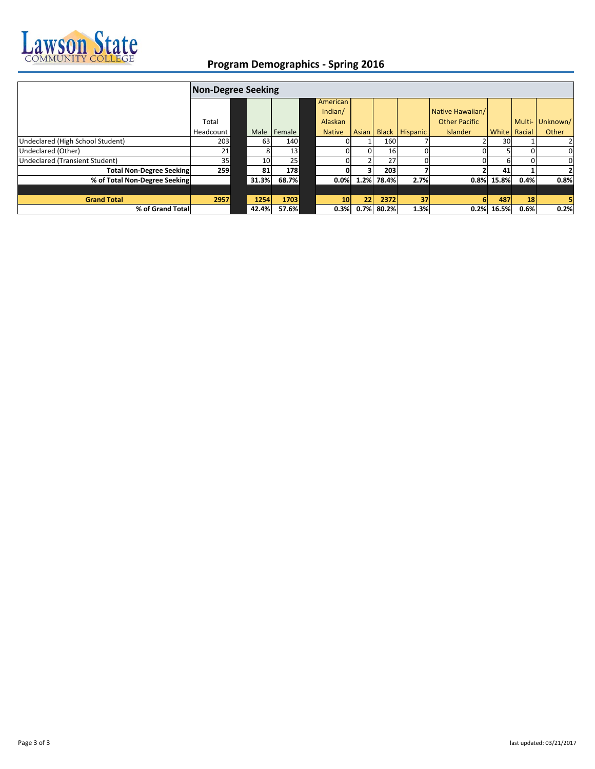## Program Demographics - Spring 2016

| | Non-Degree Seeking | | | | | | | | | | |
|---|---|---|---|---|---|---|---|---|---|---|---|
| | Total Headcount | Male | Female | American Indian/ Alaskan Native | Asian | Black | Hispanic | Native Hawaiian/ Other Pacific Islander | White | Multi-Racial | Unknown/ Other |
| Undeclared (High School Student) | 203 | 63 | 140 | 0 | 1 | 160 | 7 | 2 | 30 | 1 | 2 |
| Undeclared (Other) | 21 | 8 | 13 | 0 | 0 | 16 | 0 | 0 | 5 | 0 | 0 |
| Undeclared (Transient Student) | 35 | 10 | 25 | 0 | 2 | 27 | 0 | 0 | 6 | 0 | 0 |
| **Total Non-Degree Seeking** | **259** | **81** | **178** | **0** | **3** | **203** | **7** | **2** | **41** | **1** | **2** |
| **% of Total Non-Degree Seeking** | | **31.3%** | **68.7%** | **0.0%** | **1.2%** | **78.4%** | **2.7%** | **0.8%** | **15.8%** | **0.4%** | **0.8%** |
| **Grand Total** | **2957** | **1254** | **1703** | **10** | **22** | **2372** | **37** | **6** | **487** | **18** | **5** |
| **% of Grand Total** | | **42.4%** | **57.6%** | **0.3%** | **0.7%** | **80.2%** | **1.3%** | **0.2%** | **16.5%** | **0.6%** | **0.2%** |

last updated: 03/21/2017